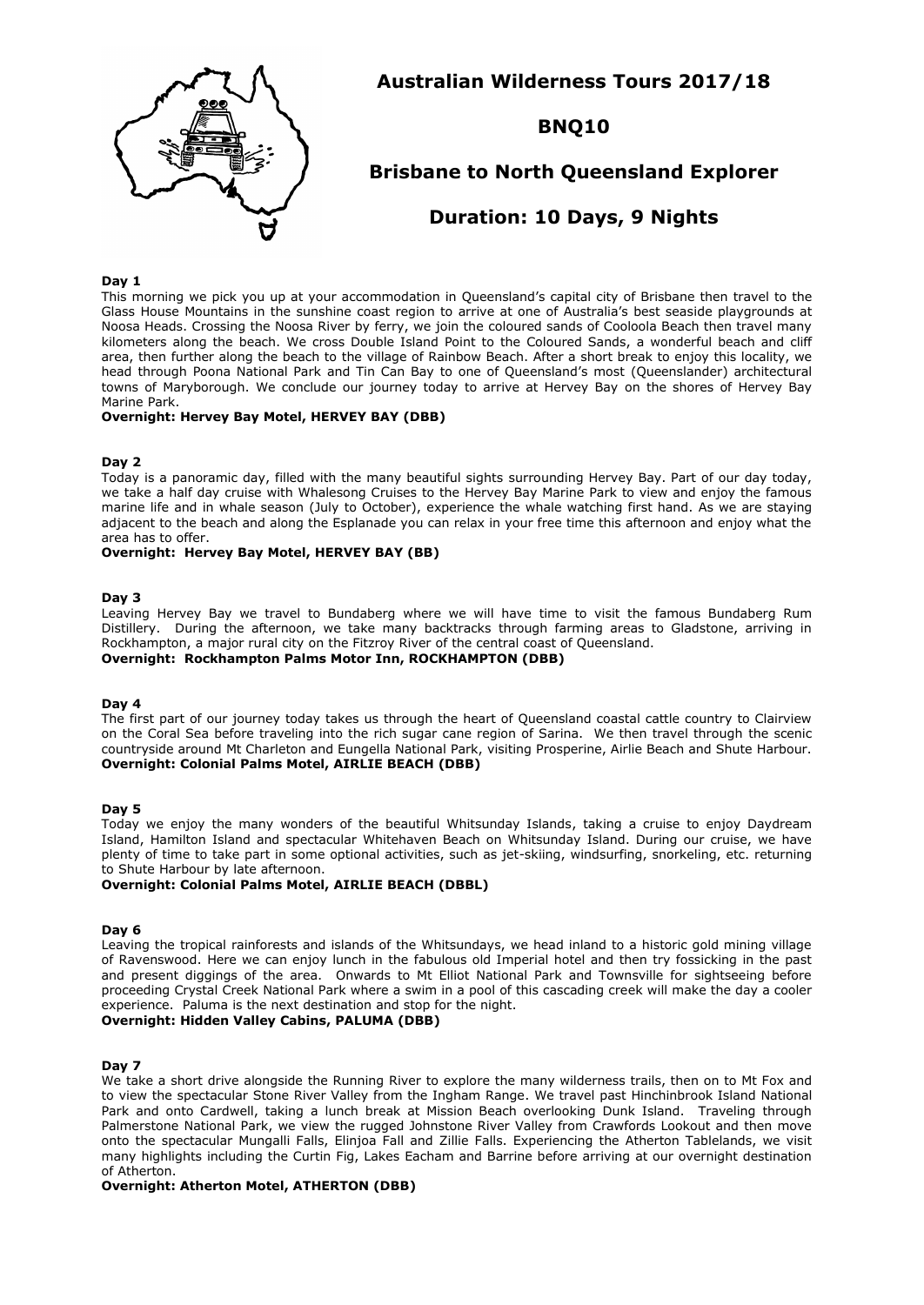# Australian Wilderness Tours 2017/18

## BNQ10

## Brisbane to North Queensland Explorer

## Duration: 10 Days, 9 Nights

**Day 1**

This morning we pick you up at your accommodation in Queensland's capital city of Brisbane then travel to the Glass House Mountains in the sunshine coast region to arrive at one of Australia's best seaside playgrounds at Noosa Heads. Crossing the Noosa River by ferry, we join the coloured sands of Cooloola Beach then travel many kilometers along the beach. We cross Double Island Point to the Coloured Sands, a wonderful beach and cliff area, then further along the beach to the village of Rainbow Beach. After a short break to enjoy this locality, we head through Poona National Park and Tin Can Bay to one of Queensland's most (Queenslander) architectural towns of Maryborough. We conclude our journey today to arrive at Hervey Bay on the shores of Hervey Bay Marine Park.

**Overnight: Hervey Bay Motel, HERVEY BAY (DBB)**

**Day 2**

Today is a panoramic day, filled with the many beautiful sights surrounding Hervey Bay. Part of our day today, we take a half day cruise with Whalesong Cruises to the Hervey Bay Marine Park to view and enjoy the famous marine life and in whale season (July to October), experience the whale watching first hand. As we are staying adjacent to the beach and along the Esplanade you can relax in your free time this afternoon and enjoy what the area has to offer.

**Overnight: Hervey Bay Motel, HERVEY BAY (BB)**

**Day 3**

Leaving Hervey Bay we travel to Bundaberg where we will have time to visit the famous Bundaberg Rum Distillery. During the afternoon, we take many backtracks through farming areas to Gladstone, arriving in Rockhampton, a major rural city on the Fitzroy River of the central coast of Queensland.

**Overnight: Rockhampton Palms Motor Inn, ROCKHAMPTON (DBB)**

**Day 4**

The first part of our journey today takes us through the heart of Queensland coastal cattle country to Clairview on the Coral Sea before traveling into the rich sugar cane region of Sarina. We then travel through the scenic countryside around Mt Charleton and Eungella National Park, visiting Prosperine, Airlie Beach and Shute Harbour.

**Overnight: Colonial Palms Motel, AIRLIE BEACH (DBB)**

**Day 5**

Today we enjoy the many wonders of the beautiful Whitsunday Islands, taking a cruise to enjoy Daydream Island, Hamilton Island and spectacular Whitehaven Beach on Whitsunday Island. During our cruise, we have plenty of time to take part in some optional activities, such as jet-skiing, windsurfing, snorkeling, etc. returning to Shute Harbour by late afternoon.

**Overnight: Colonial Palms Motel, AIRLIE BEACH (DBBL)**

**Day 6**

Leaving the tropical rainforests and islands of the Whitsundays, we head inland to a historic gold mining village of Ravenswood. Here we can enjoy lunch in the fabulous old Imperial hotel and then try fossicking in the past and present diggings of the area. Onwards to Mt Elliot National Park and Townsville for sightseeing before proceeding Crystal Creek National Park where a swim in a pool of this cascading creek will make the day a cooler experience. Paluma is the next destination and stop for the night.

**Overnight: Hidden Valley Cabins, PALUMA (DBB)**

**Day 7**

We take a short drive alongside the Running River to explore the many wilderness trails, then on to Mt Fox and to view the spectacular Stone River Valley from the Ingham Range. We travel past Hinchinbrook Island National Park and onto Cardwell, taking a lunch break at Mission Beach overlooking Dunk Island. Traveling through Palmerstone National Park, we view the rugged Johnstone River Valley from Crawfords Lookout and then move onto the spectacular Mungalli Falls, Elinjoa Fall and Zillie Falls. Experiencing the Atherton Tablelands, we visit many highlights including the Curtin Fig, Lakes Eacham and Barrine before arriving at our overnight destination of Atherton.

**Overnight: Atherton Motel, ATHERTON (DBB)**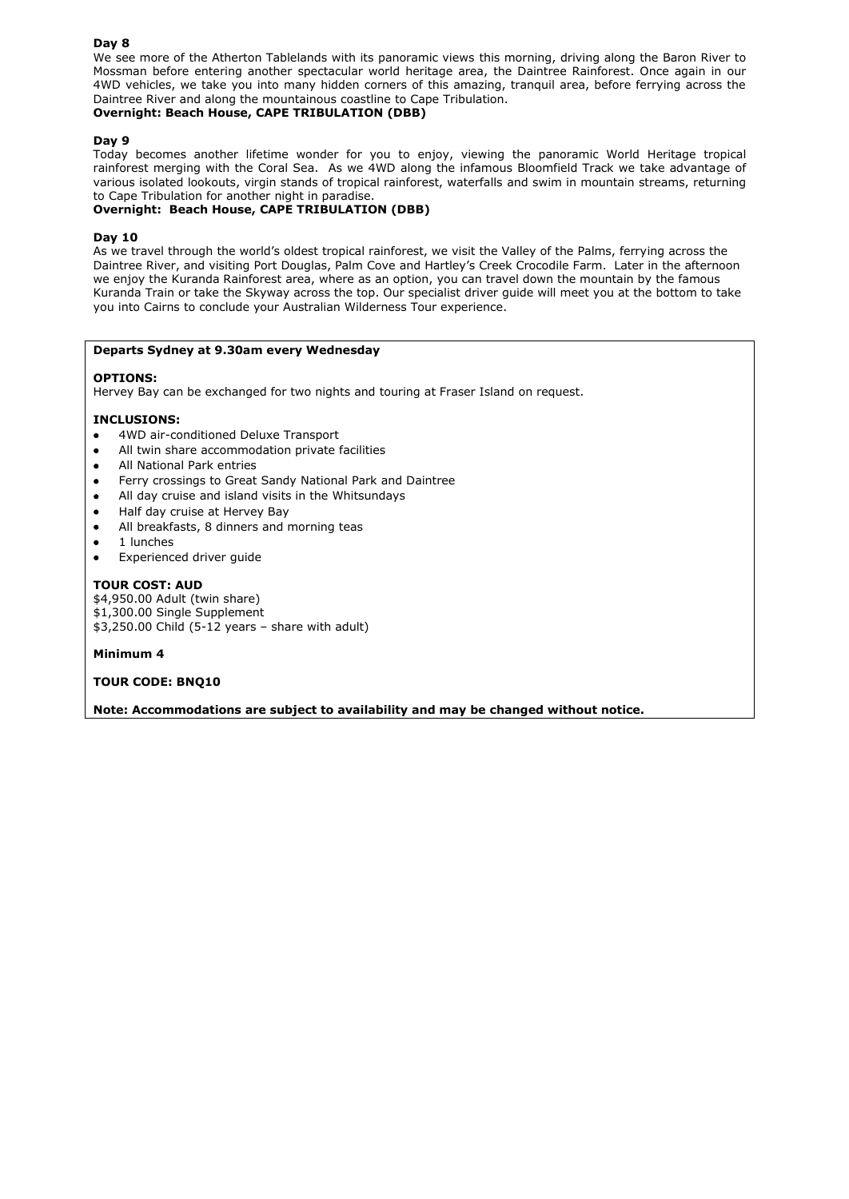**Day 8**

We see more of the Atherton Tablelands with its panoramic views this morning, driving along the Baron River to Mossman before entering another spectacular world heritage area, the Daintree Rainforest. Once again in our 4WD vehicles, we take you into many hidden corners of this amazing, tranquil area, before ferrying across the Daintree River and along the mountainous coastline to Cape Tribulation.

**Overnight: Beach House, CAPE TRIBULATION (DBB)**

**Day 9**

Today becomes another lifetime wonder for you to enjoy, viewing the panoramic World Heritage tropical rainforest merging with the Coral Sea. As we 4WD along the infamous Bloomfield Track we take advantage of various isolated lookouts, virgin stands of tropical rainforest, waterfalls and swim in mountain streams, returning to Cape Tribulation for another night in paradise.

**Overnight: Beach House, CAPE TRIBULATION (DBB)**

**Day 10**

As we travel through the world's oldest tropical rainforest, we visit the Valley of the Palms, ferrying across the Daintree River, and visiting Port Douglas, Palm Cove and Hartley's Creek Crocodile Farm. Later in the afternoon we enjoy the Kuranda Rainforest area, where as an option, you can travel down the mountain by the famous Kuranda Train or take the Skyway across the top. Our specialist driver guide will meet you at the bottom to take you into Cairns to conclude your Australian Wilderness Tour experience.

**Departs Sydney at 9.30am every Wednesday**

**OPTIONS:**

Hervey Bay can be exchanged for two nights and touring at Fraser Island on request.

**INCLUSIONS:**

- 4WD air-conditioned Deluxe Transport
- All twin share accommodation private facilities
- All National Park entries
- Ferry crossings to Great Sandy National Park and Daintree
- All day cruise and island visits in the Whitsundays
- Half day cruise at Hervey Bay
- All breakfasts, 8 dinners and morning teas
- 1 lunches
- Experienced driver guide

**TOUR COST: AUD**

$4,950.00 Adult (twin share)
$1,300.00 Single Supplement
$3,250.00 Child (5-12 years – share with adult)

**Minimum 4**

**TOUR CODE: BNQ10**

**Note: Accommodations are subject to availability and may be changed without notice.**